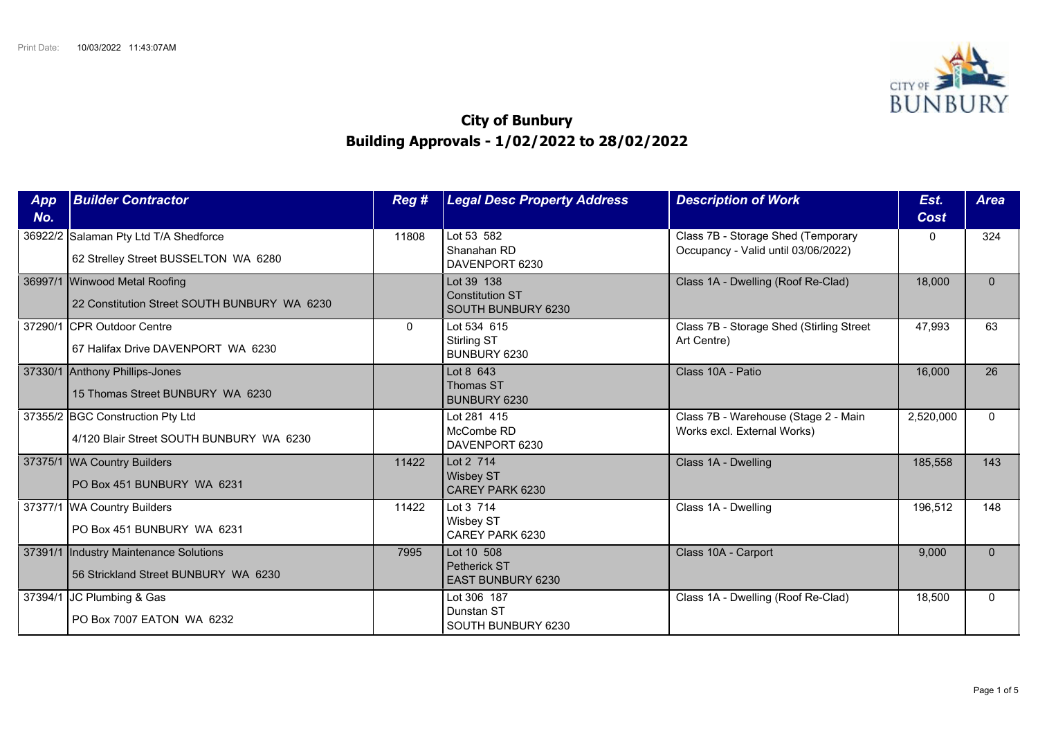# City of Bunbury

## Building Approvals - 1/02/2022 to 28/02/2022

Print Date: 10/03/2022 11:43:07AM

| App No. | Builder Contractor | Reg # | Legal Desc Property Address | Description of Work | Est. Cost | Area |
|---|---|---|---|---|---|---|
| 36922/2 | Salaman Pty Ltd T/A Shedforce<br>62 Strelley Street BUSSELTON WA 6280 | 11808 | Lot 53 582<br>Shanahan RD<br>DAVENPORT 6230 | Class 7B - Storage Shed (Temporary Occupancy - Valid until 03/06/2022) | 0 | 324 |
| 36997/1 | Winwood Metal Roofing<br>22 Constitution Street SOUTH BUNBURY WA 6230 | | Lot 39 138<br>Constitution ST<br>SOUTH BUNBURY 6230 | Class 1A - Dwelling (Roof Re-Clad) | 18,000 | 0 |
| 37290/1 | CPR Outdoor Centre<br>67 Halifax Drive DAVENPORT WA 6230 | 0 | Lot 534 615<br>Stirling ST<br>BUNBURY 6230 | Class 7B - Storage Shed (Stirling Street Art Centre) | 47,993 | 63 |
| 37330/1 | Anthony Phillips-Jones<br>15 Thomas Street BUNBURY WA 6230 | | Lot 8 643<br>Thomas ST<br>BUNBURY 6230 | Class 10A - Patio | 16,000 | 26 |
| 37355/2 | BGC Construction Pty Ltd<br>4/120 Blair Street SOUTH BUNBURY WA 6230 | | Lot 281 415<br>McCombe RD<br>DAVENPORT 6230 | Class 7B - Warehouse (Stage 2 - Main Works excl. External Works) | 2,520,000 | 0 |
| 37375/1 | WA Country Builders<br>PO Box 451 BUNBURY WA 6231 | 11422 | Lot 2 714<br>Wisbey ST<br>CAREY PARK 6230 | Class 1A - Dwelling | 185,558 | 143 |
| 37377/1 | WA Country Builders<br>PO Box 451 BUNBURY WA 6231 | 11422 | Lot 3 714<br>Wisbey ST<br>CAREY PARK 6230 | Class 1A - Dwelling | 196,512 | 148 |
| 37391/1 | Industry Maintenance Solutions<br>56 Strickland Street BUNBURY WA 6230 | 7995 | Lot 10 508<br>Petherick ST<br>EAST BUNBURY 6230 | Class 10A - Carport | 9,000 | 0 |
| 37394/1 | JC Plumbing & Gas<br>PO Box 7007 EATON WA 6232 | | Lot 306 187<br>Dunstan ST<br>SOUTH BUNBURY 6230 | Class 1A - Dwelling (Roof Re-Clad) | 18,500 | 0 |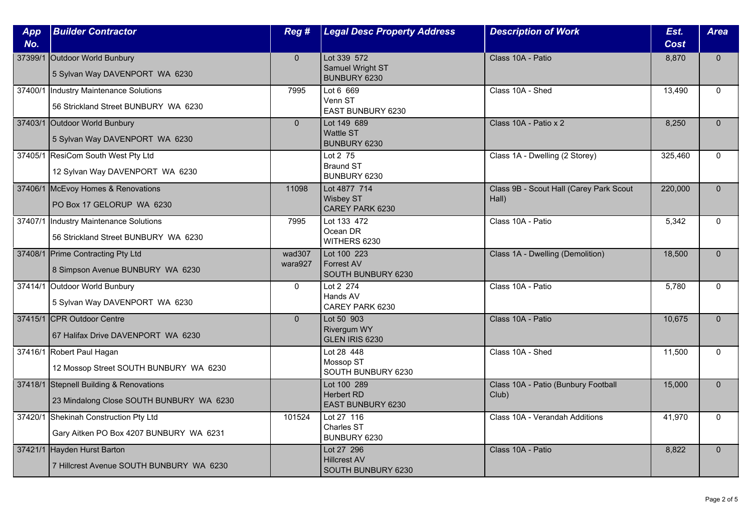| App No. | Builder Contractor | Reg # | Legal Desc Property Address | Description of Work | Est. Cost | Area |
|---|---|---|---|---|---|---|
| 37399/1 | Outdoor World Bunbury<br>5 Sylvan Way DAVENPORT WA 6230 | 0 | Lot 339 572<br>Samuel Wright ST<br>BUNBURY 6230 | Class 10A - Patio | 8,870 | 0 |
| 37400/1 | Industry Maintenance Solutions<br>56 Strickland Street BUNBURY WA 6230 | 7995 | Lot 6 669<br>Venn ST<br>EAST BUNBURY 6230 | Class 10A - Shed | 13,490 | 0 |
| 37403/1 | Outdoor World Bunbury<br>5 Sylvan Way DAVENPORT WA 6230 | 0 | Lot 149 689<br>Wattle ST<br>BUNBURY 6230 | Class 10A - Patio x 2 | 8,250 | 0 |
| 37405/1 | ResiCom South West Pty Ltd<br>12 Sylvan Way DAVENPORT WA 6230 | | Lot 2 75<br>Braund ST<br>BUNBURY 6230 | Class 1A - Dwelling (2 Storey) | 325,460 | 0 |
| 37406/1 | McEvoy Homes & Renovations<br>PO Box 17 GELORUP WA 6230 | 11098 | Lot 4877 714<br>Wisbey ST<br>CAREY PARK 6230 | Class 9B - Scout Hall (Carey Park Scout Hall) | 220,000 | 0 |
| 37407/1 | Industry Maintenance Solutions<br>56 Strickland Street BUNBURY WA 6230 | 7995 | Lot 133 472<br>Ocean DR<br>WITHERS 6230 | Class 10A - Patio | 5,342 | 0 |
| 37408/1 | Prime Contracting Pty Ltd<br>8 Simpson Avenue BUNBURY WA 6230 | wad307<br>wara927 | Lot 100 223<br>Forrest AV<br>SOUTH BUNBURY 6230 | Class 1A - Dwelling (Demolition) | 18,500 | 0 |
| 37414/1 | Outdoor World Bunbury<br>5 Sylvan Way DAVENPORT WA 6230 | 0 | Lot 2 274<br>Hands AV<br>CAREY PARK 6230 | Class 10A - Patio | 5,780 | 0 |
| 37415/1 | CPR Outdoor Centre<br>67 Halifax Drive DAVENPORT WA 6230 | 0 | Lot 50 903<br>Rivergum WY<br>GLEN IRIS 6230 | Class 10A - Patio | 10,675 | 0 |
| 37416/1 | Robert Paul Hagan<br>12 Mossop Street SOUTH BUNBURY WA 6230 | | Lot 28 448<br>Mossop ST<br>SOUTH BUNBURY 6230 | Class 10A - Shed | 11,500 | 0 |
| 37418/1 | Stepnell Building & Renovations<br>23 Mindalong Close SOUTH BUNBURY WA 6230 | | Lot 100 289<br>Herbert RD<br>EAST BUNBURY 6230 | Class 10A - Patio (Bunbury Football Club) | 15,000 | 0 |
| 37420/1 | Shekinah Construction Pty Ltd<br>Gary Aitken PO Box 4207 BUNBURY WA 6231 | 101524 | Lot 27 116<br>Charles ST<br>BUNBURY 6230 | Class 10A - Verandah Additions | 41,970 | 0 |
| 37421/1 | Hayden Hurst Barton<br>7 Hillcrest Avenue SOUTH BUNBURY WA 6230 | | Lot 27 296<br>Hillcrest AV<br>SOUTH BUNBURY 6230 | Class 10A - Patio | 8,822 | 0 |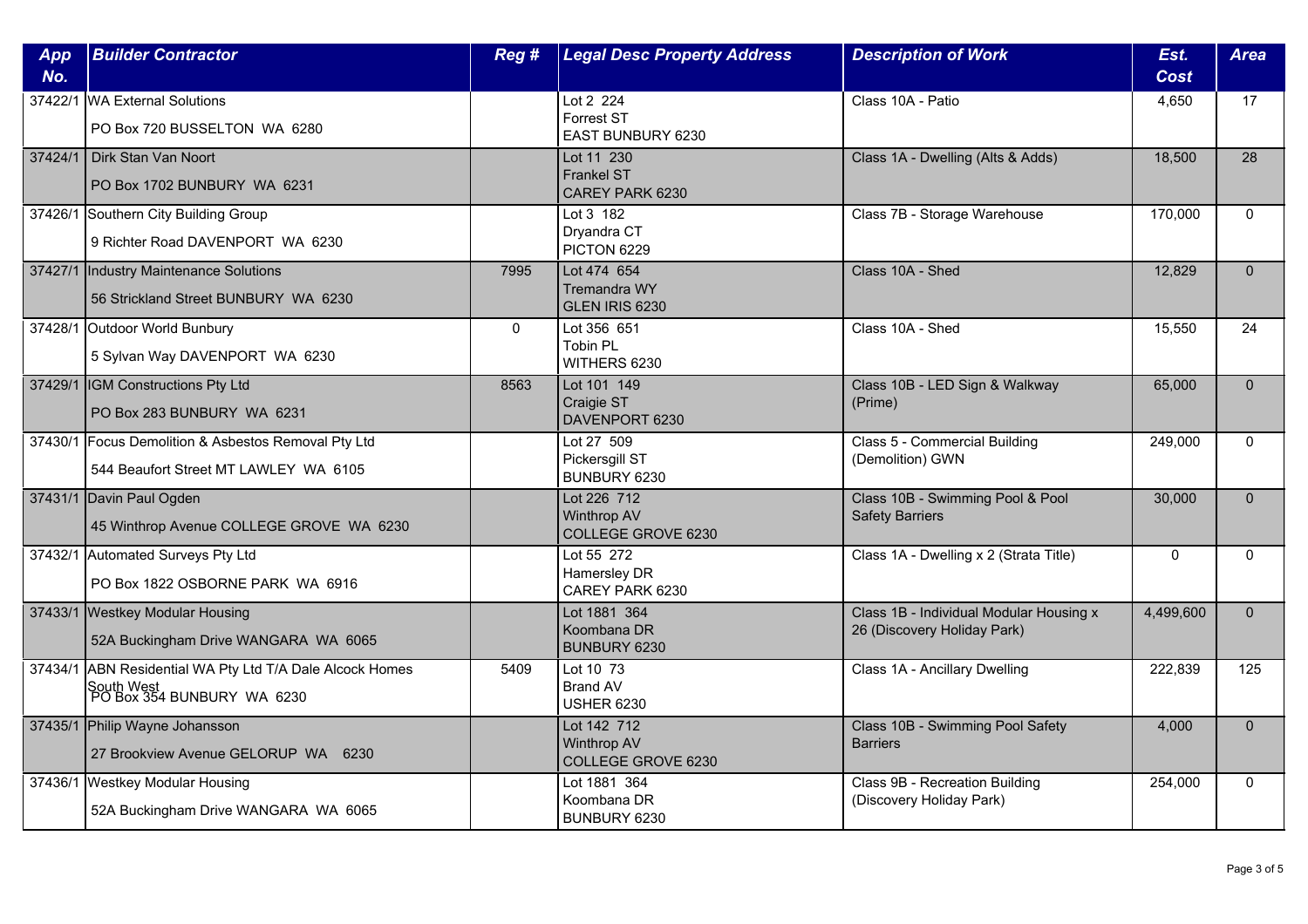| App No. | Builder Contractor | Reg # | Legal Desc Property Address | Description of Work | Est. Cost | Area |
|---|---|---|---|---|---|---|
| 37422/1 | WA External Solutions<br>PO Box 720 BUSSELTON WA 6280 | | Lot 2 224<br>Forrest ST<br>EAST BUNBURY 6230 | Class 10A - Patio | 4,650 | 17 |
| 37424/1 | Dirk Stan Van Noort<br>PO Box 1702 BUNBURY WA 6231 | | Lot 11 230<br>Frankel ST<br>CAREY PARK 6230 | Class 1A - Dwelling (Alts & Adds) | 18,500 | 28 |
| 37426/1 | Southern City Building Group<br>9 Richter Road DAVENPORT WA 6230 | | Lot 3 182<br>Dryandra CT<br>PICTON 6229 | Class 7B - Storage Warehouse | 170,000 | 0 |
| 37427/1 | Industry Maintenance Solutions<br>56 Strickland Street BUNBURY WA 6230 | 7995 | Lot 474 654<br>Tremandra WY<br>GLEN IRIS 6230 | Class 10A - Shed | 12,829 | 0 |
| 37428/1 | Outdoor World Bunbury<br>5 Sylvan Way DAVENPORT WA 6230 | 0 | Lot 356 651<br>Tobin PL<br>WITHERS 6230 | Class 10A - Shed | 15,550 | 24 |
| 37429/1 | IGM Constructions Pty Ltd<br>PO Box 283 BUNBURY WA 6231 | 8563 | Lot 101 149<br>Craigie ST<br>DAVENPORT 6230 | Class 10B - LED Sign & Walkway (Prime) | 65,000 | 0 |
| 37430/1 | Focus Demolition & Asbestos Removal Pty Ltd<br>544 Beaufort Street MT LAWLEY WA 6105 | | Lot 27 509<br>Pickersgill ST<br>BUNBURY 6230 | Class 5 - Commercial Building (Demolition) GWN | 249,000 | 0 |
| 37431/1 | Davin Paul Ogden<br>45 Winthrop Avenue COLLEGE GROVE WA 6230 | | Lot 226 712<br>Winthrop AV<br>COLLEGE GROVE 6230 | Class 10B - Swimming Pool & Pool Safety Barriers | 30,000 | 0 |
| 37432/1 | Automated Surveys Pty Ltd<br>PO Box 1822 OSBORNE PARK WA 6916 | | Lot 55 272<br>Hamersley DR<br>CAREY PARK 6230 | Class 1A - Dwelling x 2 (Strata Title) | 0 | 0 |
| 37433/1 | Westkey Modular Housing<br>52A Buckingham Drive WANGARA WA 6065 | | Lot 1881 364<br>Koombana DR<br>BUNBURY 6230 | Class 1B - Individual Modular Housing x 26 (Discovery Holiday Park) | 4,499,600 | 0 |
| 37434/1 | ABN Residential WA Pty Ltd T/A Dale Alcock Homes South West<br>PO Box 354 BUNBURY WA 6230 | 5409 | Lot 10 73<br>Brand AV<br>USHER 6230 | Class 1A - Ancillary Dwelling | 222,839 | 125 |
| 37435/1 | Philip Wayne Johansson<br>27 Brookview Avenue GELORUP WA 6230 | | Lot 142 712<br>Winthrop AV<br>COLLEGE GROVE 6230 | Class 10B - Swimming Pool Safety Barriers | 4,000 | 0 |
| 37436/1 | Westkey Modular Housing<br>52A Buckingham Drive WANGARA WA 6065 | | Lot 1881 364<br>Koombana DR<br>BUNBURY 6230 | Class 9B - Recreation Building (Discovery Holiday Park) | 254,000 | 0 |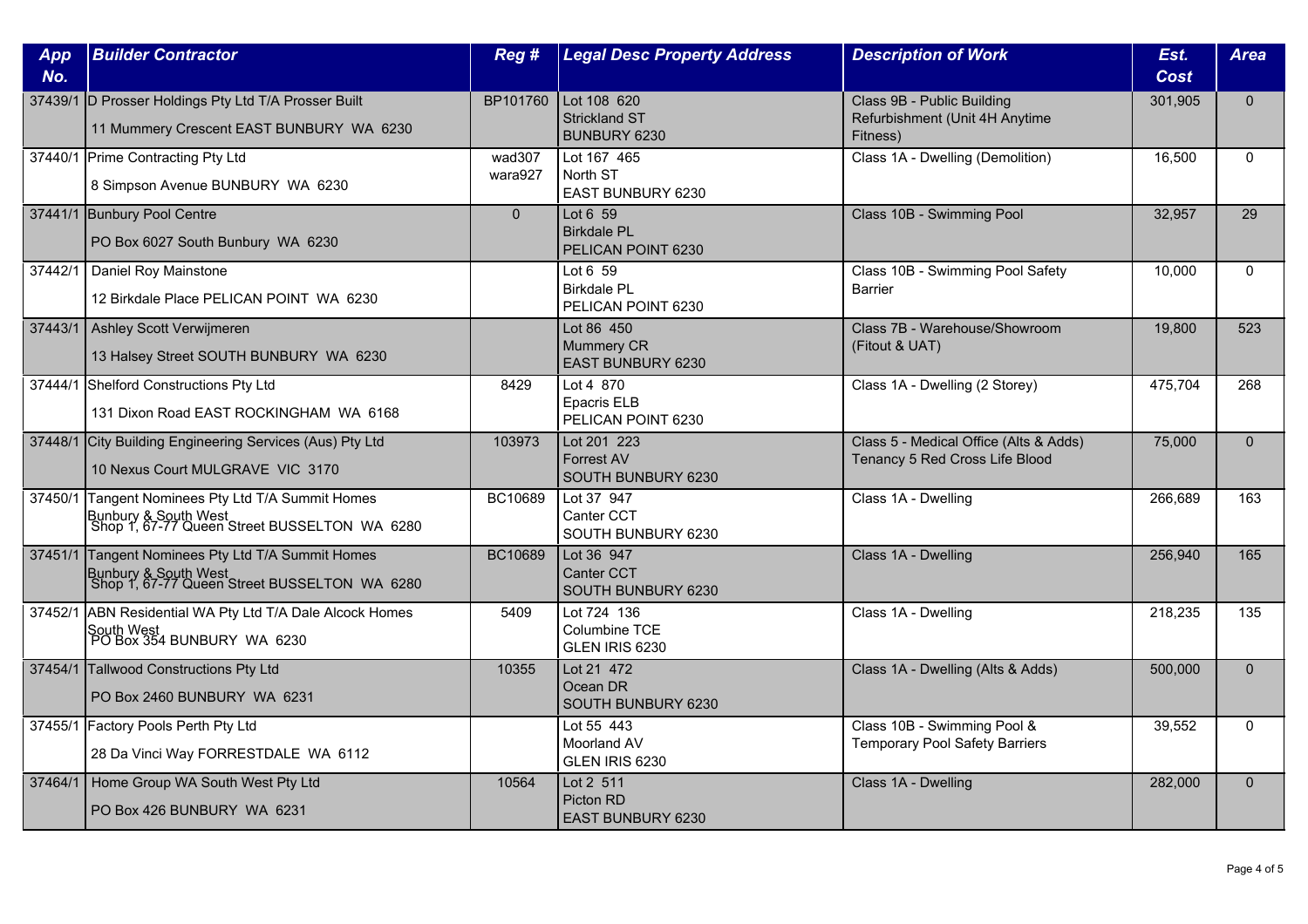| App No. | Builder Contractor | Reg # | Legal Desc Property Address | Description of Work | Est. Cost | Area |
|---|---|---|---|---|---|---|
| 37439/1 | D Prosser Holdings Pty Ltd T/A Prosser Built<br>11 Mummery Crescent EAST BUNBURY WA 6230 | BP101760 | Lot 108 620<br>Strickland ST<br>BUNBURY 6230 | Class 9B - Public Building Refurbishment (Unit 4H Anytime Fitness) | 301,905 | 0 |
| 37440/1 | Prime Contracting Pty Ltd<br>8 Simpson Avenue BUNBURY WA 6230 | wad307<br>wara927 | Lot 167 465<br>North ST<br>EAST BUNBURY 6230 | Class 1A - Dwelling (Demolition) | 16,500 | 0 |
| 37441/1 | Bunbury Pool Centre<br>PO Box 6027 South Bunbury WA 6230 | 0 | Lot 6 59<br>Birkdale PL<br>PELICAN POINT 6230 | Class 10B - Swimming Pool | 32,957 | 29 |
| 37442/1 | Daniel Roy Mainstone<br>12 Birkdale Place PELICAN POINT WA 6230 | | Lot 6 59<br>Birkdale PL<br>PELICAN POINT 6230 | Class 10B - Swimming Pool Safety Barrier | 10,000 | 0 |
| 37443/1 | Ashley Scott Verwijmeren<br>13 Halsey Street SOUTH BUNBURY WA 6230 | | Lot 86 450<br>Mummery CR<br>EAST BUNBURY 6230 | Class 7B - Warehouse/Showroom (Fitout & UAT) | 19,800 | 523 |
| 37444/1 | Shelford Constructions Pty Ltd<br>131 Dixon Road EAST ROCKINGHAM WA 6168 | 8429 | Lot 4 870<br>Epacris ELB<br>PELICAN POINT 6230 | Class 1A - Dwelling (2 Storey) | 475,704 | 268 |
| 37448/1 | City Building Engineering Services (Aus) Pty Ltd<br>10 Nexus Court MULGRAVE VIC 3170 | 103973 | Lot 201 223<br>Forrest AV<br>SOUTH BUNBURY 6230 | Class 5 - Medical Office (Alts & Adds) Tenancy 5 Red Cross Life Blood | 75,000 | 0 |
| 37450/1 | Tangent Nominees Pty Ltd T/A Summit Homes Bunbury & South West<br>Shop 1, 67-77 Queen Street BUSSELTON WA 6280 | BC10689 | Lot 37 947<br>Canter CCT<br>SOUTH BUNBURY 6230 | Class 1A - Dwelling | 266,689 | 163 |
| 37451/1 | Tangent Nominees Pty Ltd T/A Summit Homes Bunbury & South West<br>Shop 1, 67-77 Queen Street BUSSELTON WA 6280 | BC10689 | Lot 36 947<br>Canter CCT<br>SOUTH BUNBURY 6230 | Class 1A - Dwelling | 256,940 | 165 |
| 37452/1 | ABN Residential WA Pty Ltd T/A Dale Alcock Homes South West<br>PO Box 354 BUNBURY WA 6230 | 5409 | Lot 724 136<br>Columbine TCE<br>GLEN IRIS 6230 | Class 1A - Dwelling | 218,235 | 135 |
| 37454/1 | Tallwood Constructions Pty Ltd<br>PO Box 2460 BUNBURY WA 6231 | 10355 | Lot 21 472<br>Ocean DR<br>SOUTH BUNBURY 6230 | Class 1A - Dwelling (Alts & Adds) | 500,000 | 0 |
| 37455/1 | Factory Pools Perth Pty Ltd<br>28 Da Vinci Way FORRESTDALE WA 6112 | | Lot 55 443<br>Moorland AV<br>GLEN IRIS 6230 | Class 10B - Swimming Pool & Temporary Pool Safety Barriers | 39,552 | 0 |
| 37464/1 | Home Group WA South West Pty Ltd<br>PO Box 426 BUNBURY WA 6231 | 10564 | Lot 2 511<br>Picton RD<br>EAST BUNBURY 6230 | Class 1A - Dwelling | 282,000 | 0 |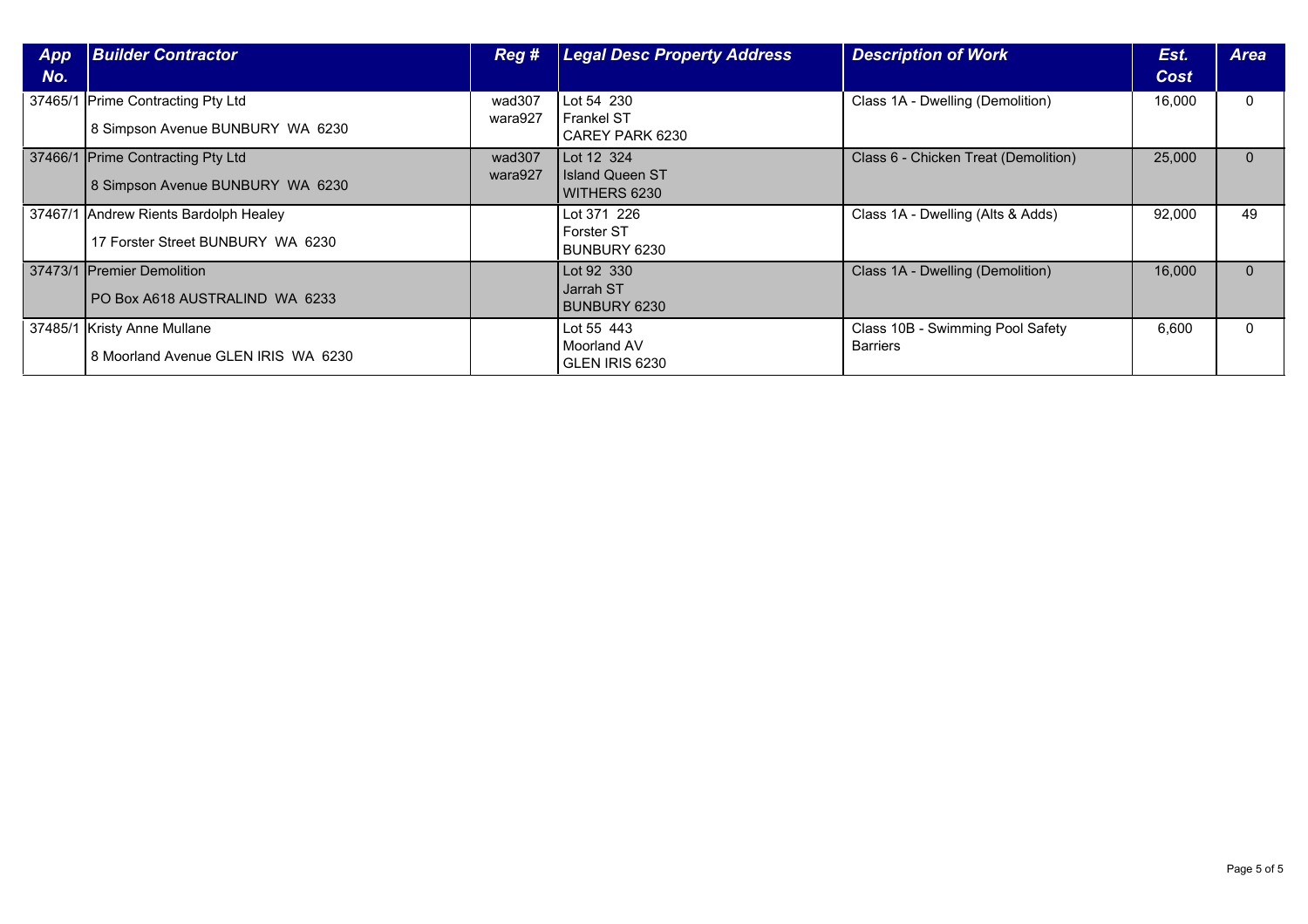| App No. | Builder Contractor | Reg # | Legal Desc Property Address | Description of Work | Est. Cost | Area |
|---|---|---|---|---|---|---|
| 37465/1 | Prime Contracting Pty Ltd<br>8 Simpson Avenue BUNBURY WA 6230 | wad307<br>wara927 | Lot 54 230<br>Frankel ST<br>CAREY PARK 6230 | Class 1A - Dwelling (Demolition) | 16,000 | 0 |
| 37466/1 | Prime Contracting Pty Ltd<br>8 Simpson Avenue BUNBURY WA 6230 | wad307<br>wara927 | Lot 12 324<br>Island Queen ST<br>WITHERS 6230 | Class 6 - Chicken Treat (Demolition) | 25,000 | 0 |
| 37467/1 | Andrew Rients Bardolph Healey<br>17 Forster Street BUNBURY WA 6230 | | Lot 371 226<br>Forster ST<br>BUNBURY 6230 | Class 1A - Dwelling (Alts & Adds) | 92,000 | 49 |
| 37473/1 | Premier Demolition<br>PO Box A618 AUSTRALIND WA 6233 | | Lot 92 330<br>Jarrah ST<br>BUNBURY 6230 | Class 1A - Dwelling (Demolition) | 16,000 | 0 |
| 37485/1 | Kristy Anne Mullane<br>8 Moorland Avenue GLEN IRIS WA 6230 | | Lot 55 443<br>Moorland AV<br>GLEN IRIS 6230 | Class 10B - Swimming Pool Safety Barriers | 6,600 | 0 |